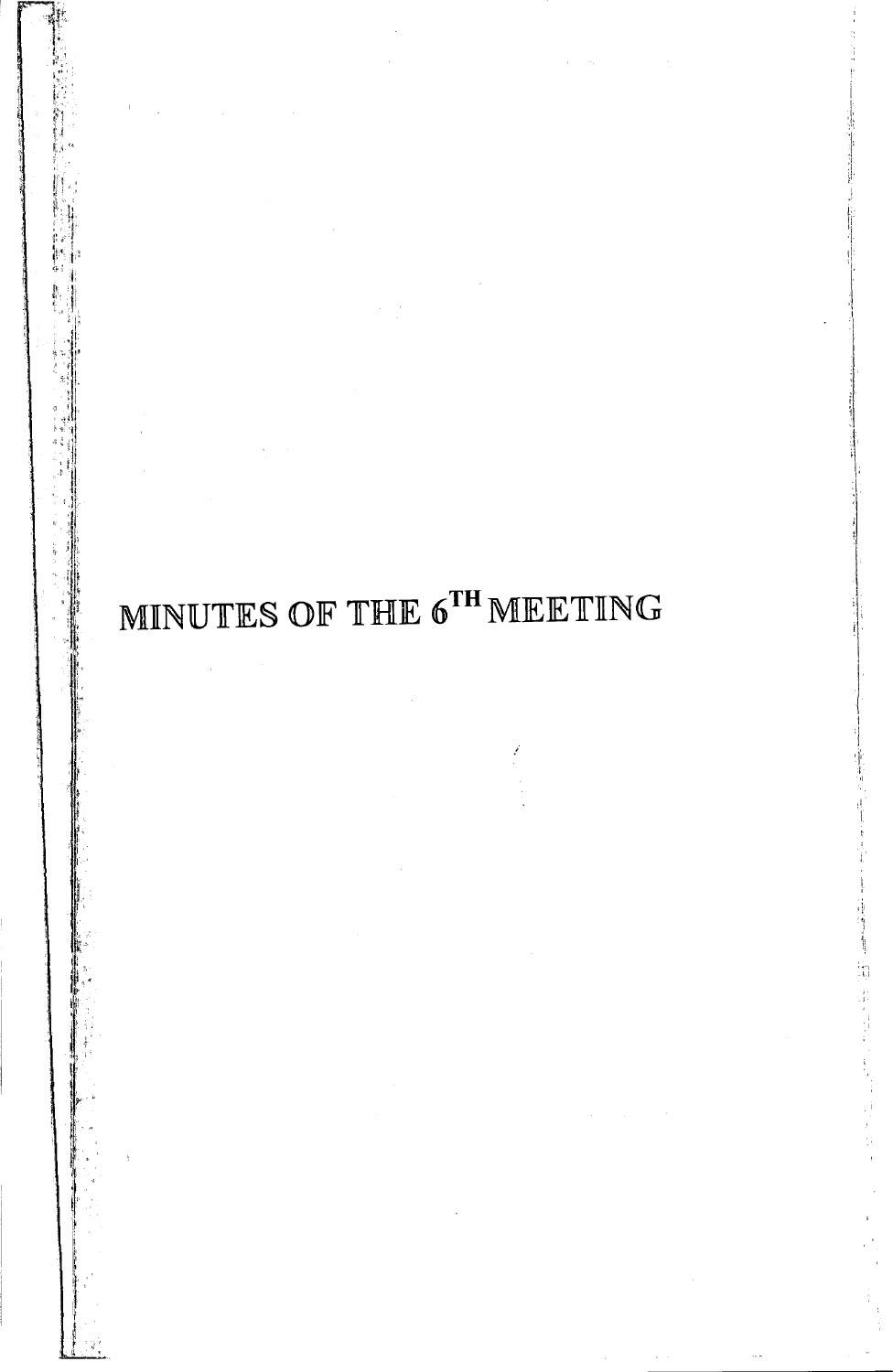# MINUTES OF THE $6^{TH}$ MEETING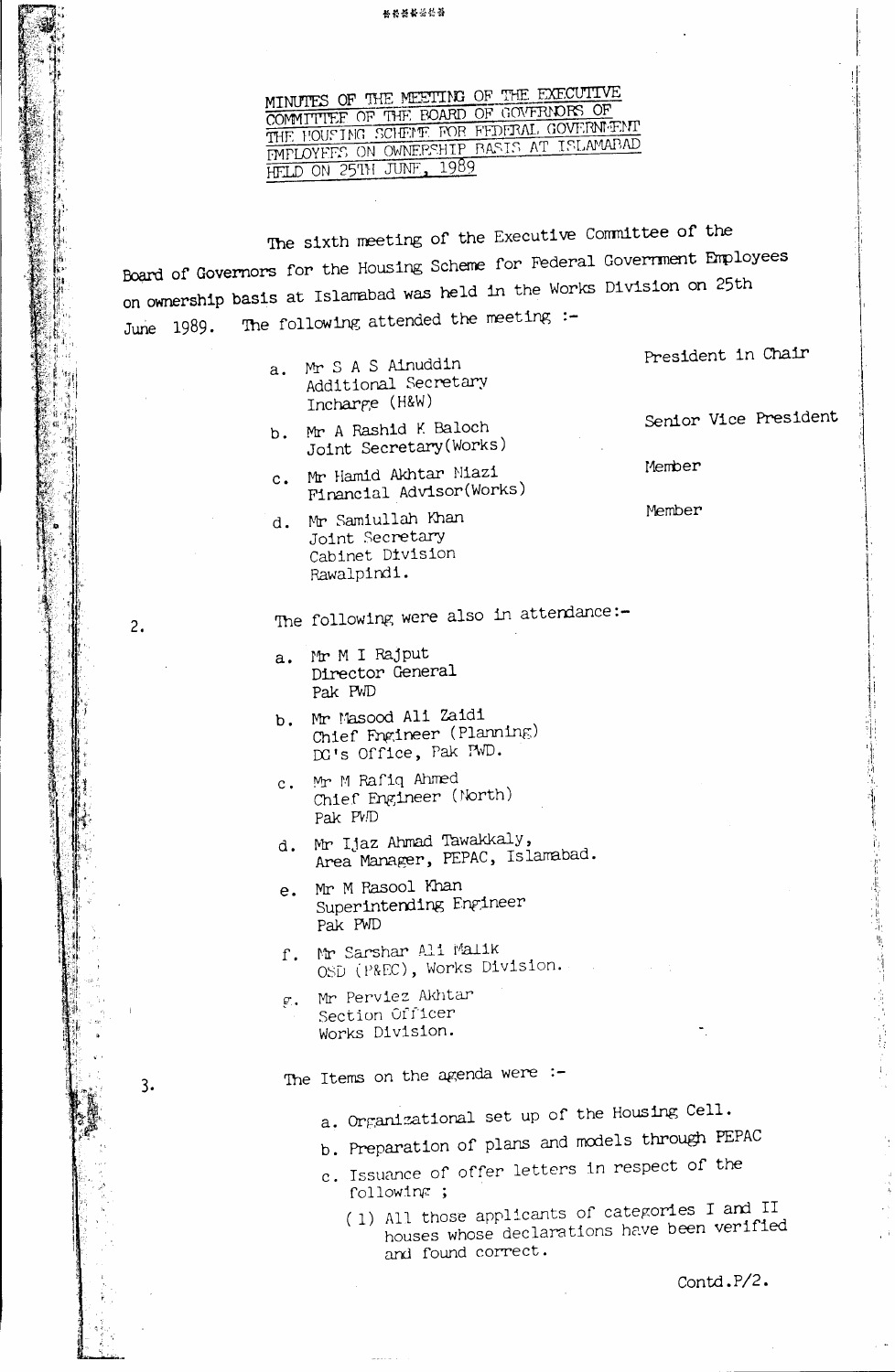\*\*\*\*\*\*\*

**MINUTES OF THE MEETING OF THE EXECUTIVE COMMITTEE OF THE BOARD OF GOVERNORS OF THE HOUSING SCHEME FOR FEDERAL GOVERNMENT EMPLOYEES ON OWNERSHIP BASIS AT ISLAMABAD HELD ON 25TH JUNE, 1989**

The sixth meeting of the Executive Committee of the Board of Governors for the Housing Scheme for Federal Government Employees on ownership basis at Islamabad was held in the Works Division on 25th June 1989. The following attended the meeting :-

| | | |
|---|---|---|
| a. | Mr S A S Ainuddin<br>Additional Secretary<br>Incharge (H&W) | President in Chair |
| b. | Mr A Rashid K Baloch<br>Joint Secretary(Works) | Senior Vice President |
| c. | Mr Hamid Akhtar Niazi<br>Financial Advisor(Works) | Member |
| d. | Mr Samiullah Khan<br>Joint Secretary<br>Cabinet Division<br>Rawalpindi. | Member |

2. The following were also in attendance:-

a. Mr M I Rajput
Director General
Pak PWD

b. Mr Masood Ali Zaidi
Chief Engineer (Planning)
DG's Office, Pak PWD.

c. Mr M Rafiq Ahmed
Chief Engineer (North)
Pak PWD

d. Mr Ijaz Ahmad Tawakkaly,
Area Manager, PEPAC, Islamabad.

e. Mr M Rasool Khan
Superintending Engineer
Pak PWD

f. Mr Sarshar Ali Malik
OSD (P&EC), Works Division.

g. Mr Perviez Akhtar
Section Officer
Works Division.

3. The Items on the agenda were :-

a. Organizational set up of the Housing Cell.

b. Preparation of plans and models through PEPAC

c. Issuance of offer letters in respect of the following ;

(1) All those applicants of categories I and II houses whose declarations have been verified and found correct.

Contd.P/2.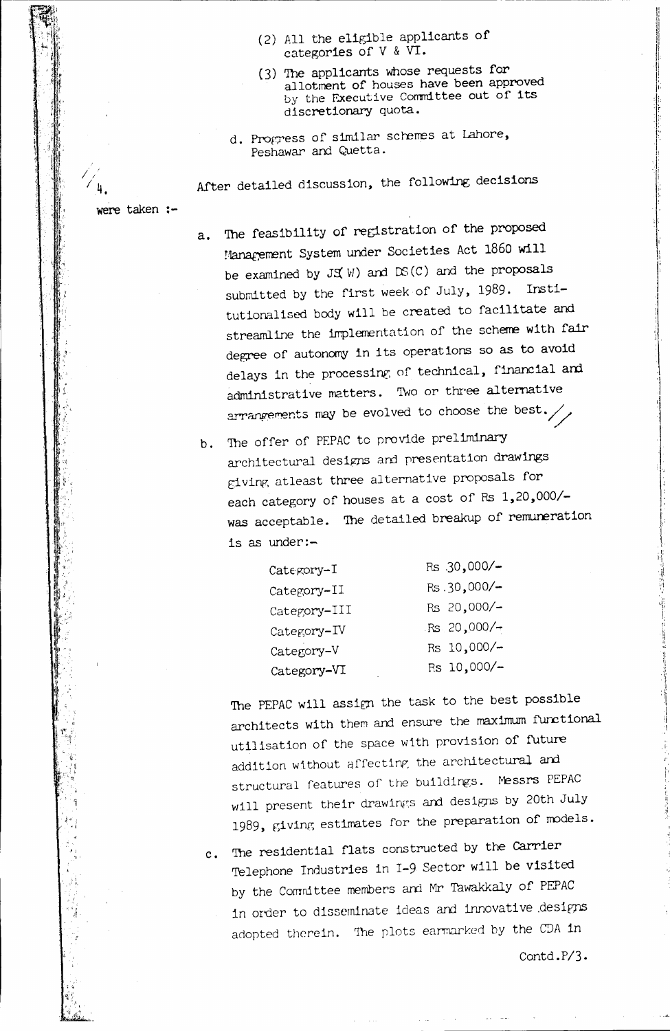(2) All the eligible applicants of categories of V & VI.

(3) The applicants whose requests for allotment of houses have been approved by the Executive Committee out of its discretionary quota.

d. Progress of similar schemes at Lahore, Peshawar and Quetta.

4. After detailed discussion, the following decisions were taken :-

a. The feasibility of registration of the proposed Management System under Societies Act 1860 will be examined by JS(W) and DS(C) and the proposals submitted by the first week of July, 1989. Institutionalised body will be created to facilitate and streamline the implementation of the scheme with fair degree of autonomy in its operations so as to avoid delays in the processing of technical, financial and administrative matters. Two or three alternative arrangements may be evolved to choose the best.

b. The offer of PEPAC to provide preliminary architectural designs and presentation drawings giving atleast three alternative proposals for each category of houses at a cost of Rs 1,20,000/- was acceptable. The detailed breakup of remuneration is as under:-

| | |
|---|---|
| Category-I | Rs 30,000/- |
| Category-II | Rs 30,000/- |
| Category-III | Rs 20,000/- |
| Category-IV | Rs 20,000/- |
| Category-V | Rs 10,000/- |
| Category-VI | Rs 10,000/- |

The PEPAC will assign the task to the best possible architects with them and ensure the maximum functional utilisation of the space with provision of future addition without affecting the architectural and structural features of the buildings. Messrs PEPAC will present their drawings and designs by 20th July 1989, giving estimates for the preparation of models.

c. The residential flats constructed by the Carrier Telephone Industries in I-9 Sector will be visited by the Committee members and Mr Tawakkaly of PEPAC in order to disseminate ideas and innovative designs adopted therein. The plots earmarked by the CDA in

Contd.P/3.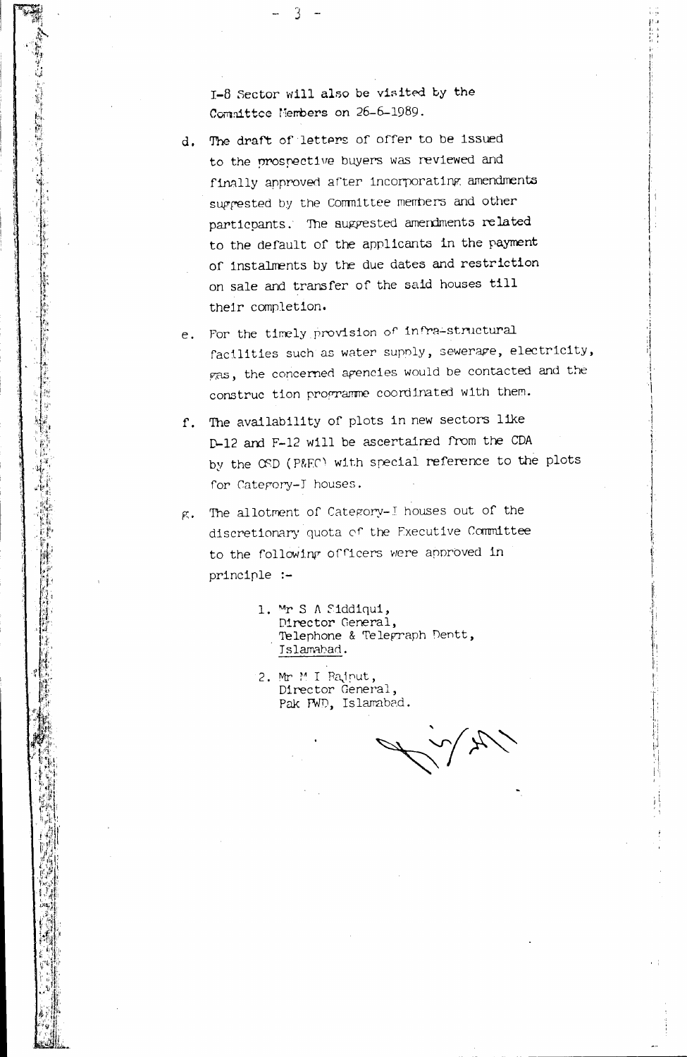I-8 Sector will also be visited by the Committee Members on 26-6-1989.

d. The draft of letters of offer to be issued to the prospective buyers was reviewed and finally approved after incorporating amendments suggested by the Committee members and other participants. The suggested amendments related to the default of the applicants in the payment of instalments by the due dates and restriction on sale and transfer of the said houses till their completion.

e. For the timely provision of infra-structural facilities such as water supply, sewerage, electricity, gas, the concerned agencies would be contacted and the construc tion programme coordinated with them.

f. The availability of plots in new sectors like D-12 and F-12 will be ascertained from the CDA by the OSD (P&FC) with special reference to the plots for Category-I houses.

g. The allotment of Category-I houses out of the discretionary quota of the Executive Committee to the following officers were approved in principle :-

1. Mr S A Siddiqui,
   Director General,
   Telephone & Telegraph Deptt,
   Islamabad.

2. Mr M I Rajput,
   Director General,
   Pak PWD, Islamabad.